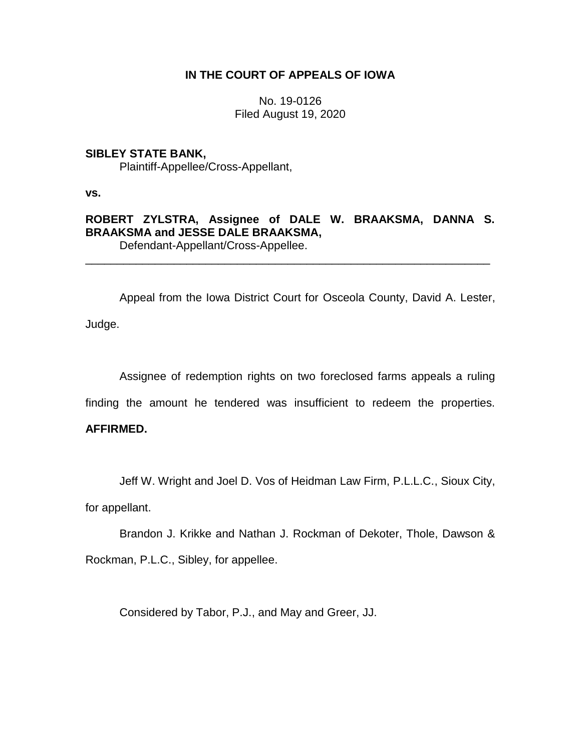# IN THE COURT OF APPEALS OF IOWA

No. 19-0126
Filed August 19, 2020

**SIBLEY STATE BANK,**
Plaintiff-Appellee/Cross-Appellant,

**vs.**

**ROBERT ZYLSTRA, Assignee of DALE W. BRAAKSMA, DANNA S. BRAAKSMA and JESSE DALE BRAAKSMA,**
Defendant-Appellant/Cross-Appellee.

---

Appeal from the Iowa District Court for Osceola County, David A. Lester, Judge.

Assignee of redemption rights on two foreclosed farms appeals a ruling finding the amount he tendered was insufficient to redeem the properties. **AFFIRMED.**

Jeff W. Wright and Joel D. Vos of Heidman Law Firm, P.L.L.C., Sioux City, for appellant.

Brandon J. Krikke and Nathan J. Rockman of Dekoter, Thole, Dawson & Rockman, P.L.C., Sibley, for appellee.

Considered by Tabor, P.J., and May and Greer, JJ.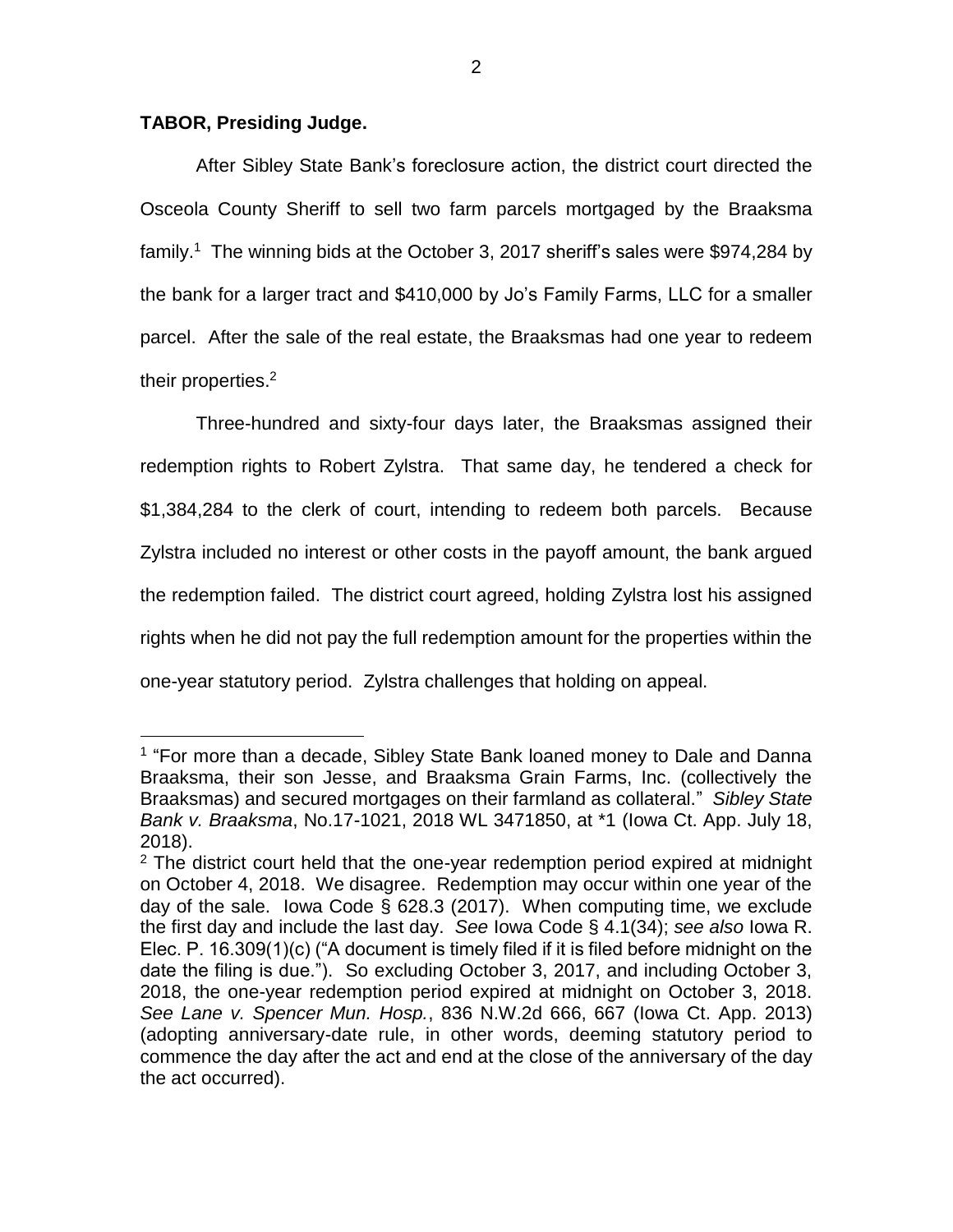**TABOR, Presiding Judge.**

After Sibley State Bank's foreclosure action, the district court directed the Osceola County Sheriff to sell two farm parcels mortgaged by the Braaksma family.[1] The winning bids at the October 3, 2017 sheriff's sales were $974,284 by the bank for a larger tract and $410,000 by Jo's Family Farms, LLC for a smaller parcel. After the sale of the real estate, the Braaksmas had one year to redeem their properties.[2]

Three-hundred and sixty-four days later, the Braaksmas assigned their redemption rights to Robert Zylstra. That same day, he tendered a check for $1,384,284 to the clerk of court, intending to redeem both parcels. Because Zylstra included no interest or other costs in the payoff amount, the bank argued the redemption failed. The district court agreed, holding Zylstra lost his assigned rights when he did not pay the full redemption amount for the properties within the one-year statutory period. Zylstra challenges that holding on appeal.

---

[1] "For more than a decade, Sibley State Bank loaned money to Dale and Danna Braaksma, their son Jesse, and Braaksma Grain Farms, Inc. (collectively the Braaksmas) and secured mortgages on their farmland as collateral." *Sibley State Bank v. Braaksma*, No.17-1021, 2018 WL 3471850, at *1 (Iowa Ct. App. July 18, 2018).

[2] The district court held that the one-year redemption period expired at midnight on October 4, 2018. We disagree. Redemption may occur within one year of the day of the sale. Iowa Code § 628.3 (2017). When computing time, we exclude the first day and include the last day. *See* Iowa Code § 4.1(34); *see also* Iowa R. Elec. P. 16.309(1)(c) ("A document is timely filed if it is filed before midnight on the date the filing is due."). So excluding October 3, 2017, and including October 3, 2018, the one-year redemption period expired at midnight on October 3, 2018. *See Lane v. Spencer Mun. Hosp.*, 836 N.W.2d 666, 667 (Iowa Ct. App. 2013) (adopting anniversary-date rule, in other words, deeming statutory period to commence the day after the act and end at the close of the anniversary of the day the act occurred).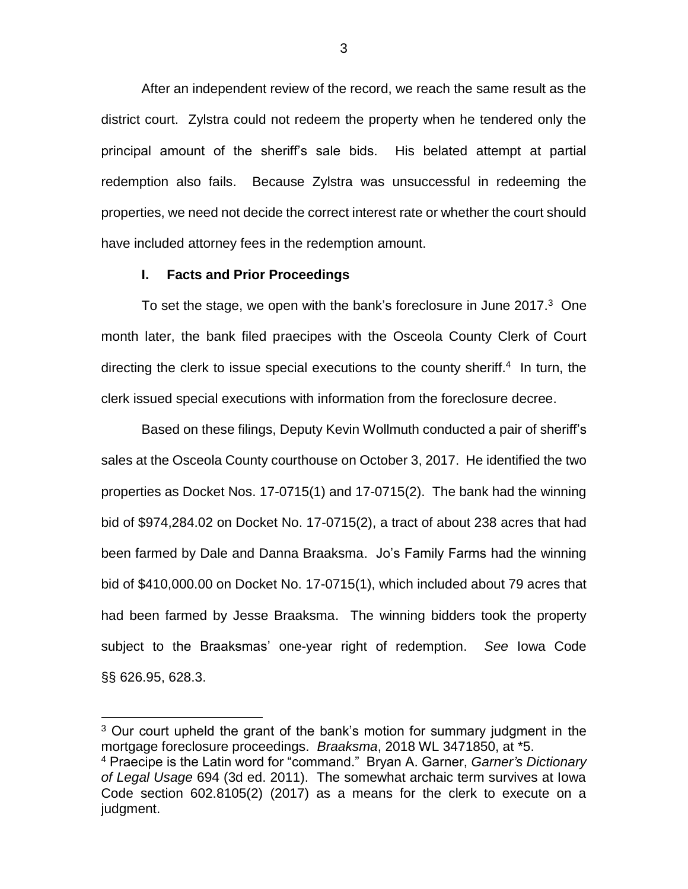After an independent review of the record, we reach the same result as the district court. Zylstra could not redeem the property when he tendered only the principal amount of the sheriff's sale bids. His belated attempt at partial redemption also fails. Because Zylstra was unsuccessful in redeeming the properties, we need not decide the correct interest rate or whether the court should have included attorney fees in the redemption amount.

## I. Facts and Prior Proceedings

To set the stage, we open with the bank's foreclosure in June 2017.[3] One month later, the bank filed praecipes with the Osceola County Clerk of Court directing the clerk to issue special executions to the county sheriff.[4] In turn, the clerk issued special executions with information from the foreclosure decree.

Based on these filings, Deputy Kevin Wollmuth conducted a pair of sheriff's sales at the Osceola County courthouse on October 3, 2017. He identified the two properties as Docket Nos. 17-0715(1) and 17-0715(2). The bank had the winning bid of $974,284.02 on Docket No. 17-0715(2), a tract of about 238 acres that had been farmed by Dale and Danna Braaksma. Jo's Family Farms had the winning bid of $410,000.00 on Docket No. 17-0715(1), which included about 79 acres that had been farmed by Jesse Braaksma. The winning bidders took the property subject to the Braaksmas' one-year right of redemption. *See* Iowa Code §§ 626.95, 628.3.

---

[3] Our court upheld the grant of the bank's motion for summary judgment in the mortgage foreclosure proceedings. *Braaksma*, 2018 WL 3471850, at *5.

[4] Praecipe is the Latin word for "command." Bryan A. Garner, *Garner's Dictionary of Legal Usage* 694 (3d ed. 2011). The somewhat archaic term survives at Iowa Code section 602.8105(2) (2017) as a means for the clerk to execute on a judgment.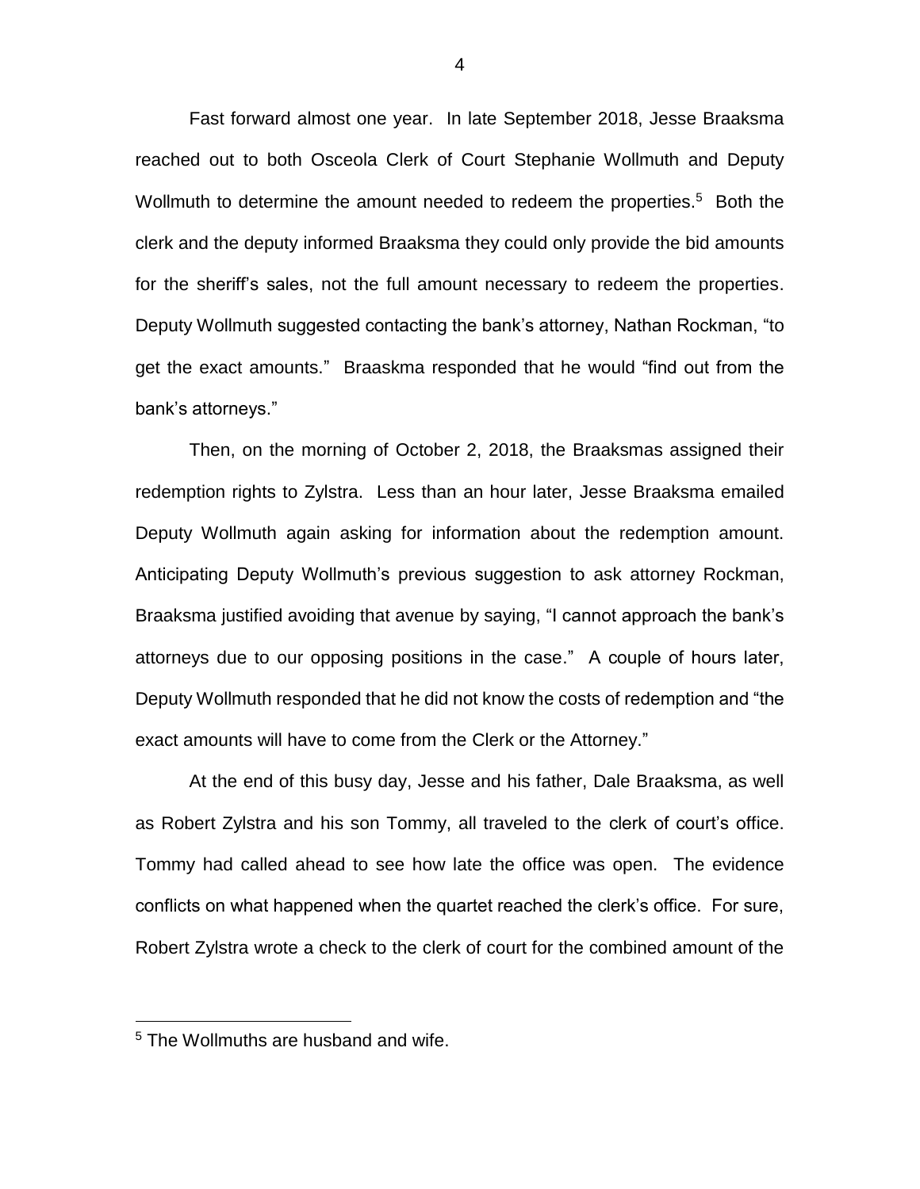Fast forward almost one year. In late September 2018, Jesse Braaksma reached out to both Osceola Clerk of Court Stephanie Wollmuth and Deputy Wollmuth to determine the amount needed to redeem the properties.[5] Both the clerk and the deputy informed Braaksma they could only provide the bid amounts for the sheriff's sales, not the full amount necessary to redeem the properties. Deputy Wollmuth suggested contacting the bank's attorney, Nathan Rockman, "to get the exact amounts." Braaskma responded that he would "find out from the bank's attorneys."

Then, on the morning of October 2, 2018, the Braaksmas assigned their redemption rights to Zylstra. Less than an hour later, Jesse Braaksma emailed Deputy Wollmuth again asking for information about the redemption amount. Anticipating Deputy Wollmuth's previous suggestion to ask attorney Rockman, Braaksma justified avoiding that avenue by saying, "I cannot approach the bank's attorneys due to our opposing positions in the case." A couple of hours later, Deputy Wollmuth responded that he did not know the costs of redemption and "the exact amounts will have to come from the Clerk or the Attorney."

At the end of this busy day, Jesse and his father, Dale Braaksma, as well as Robert Zylstra and his son Tommy, all traveled to the clerk of court's office. Tommy had called ahead to see how late the office was open. The evidence conflicts on what happened when the quartet reached the clerk's office. For sure, Robert Zylstra wrote a check to the clerk of court for the combined amount of the

[5] The Wollmuths are husband and wife.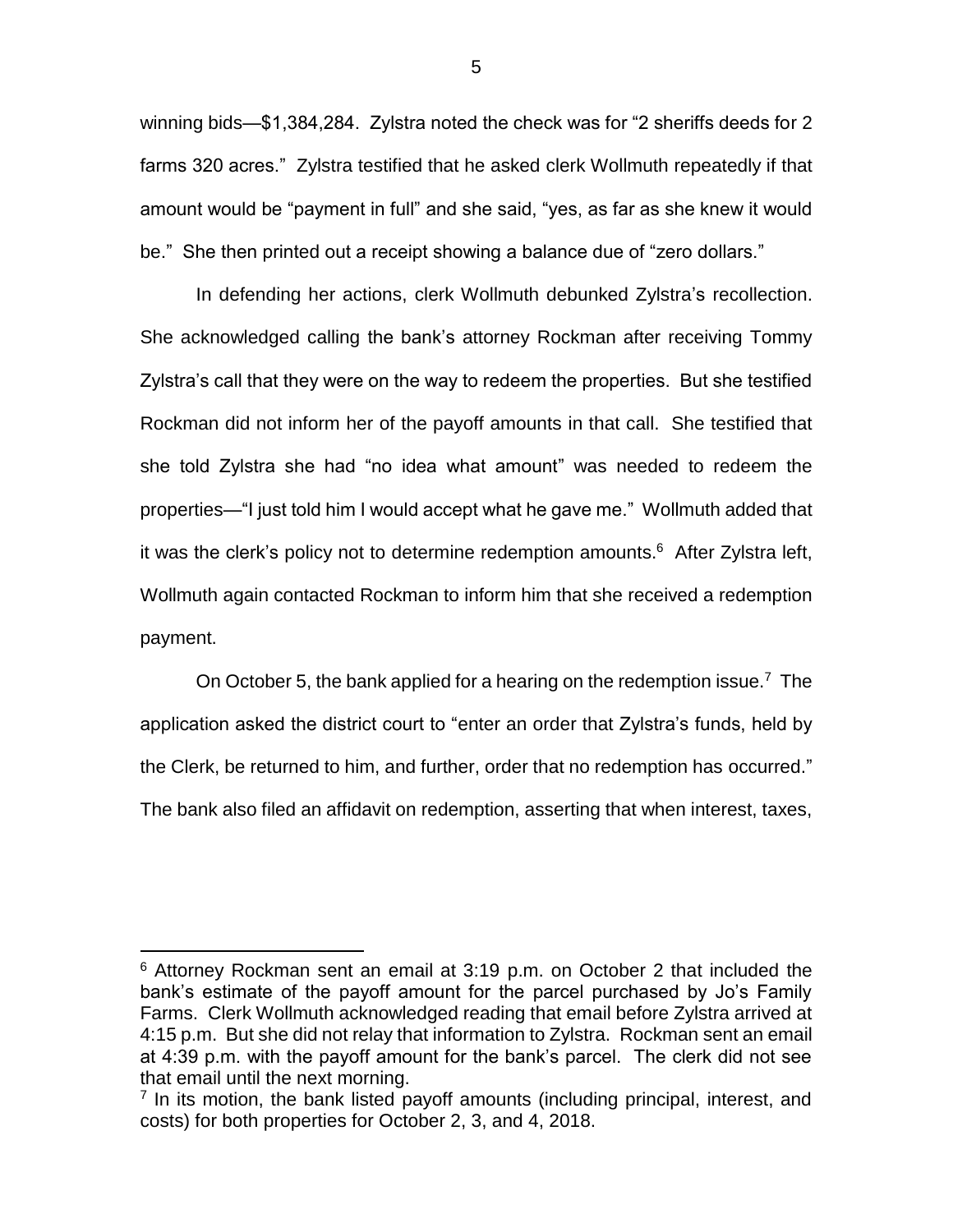winning bids—$1,384,284. Zylstra noted the check was for "2 sheriffs deeds for 2 farms 320 acres." Zylstra testified that he asked clerk Wollmuth repeatedly if that amount would be "payment in full" and she said, "yes, as far as she knew it would be." She then printed out a receipt showing a balance due of "zero dollars."

In defending her actions, clerk Wollmuth debunked Zylstra's recollection. She acknowledged calling the bank's attorney Rockman after receiving Tommy Zylstra's call that they were on the way to redeem the properties. But she testified Rockman did not inform her of the payoff amounts in that call. She testified that she told Zylstra she had "no idea what amount" was needed to redeem the properties—"I just told him I would accept what he gave me." Wollmuth added that it was the clerk's policy not to determine redemption amounts.[6] After Zylstra left, Wollmuth again contacted Rockman to inform him that she received a redemption payment.

On October 5, the bank applied for a hearing on the redemption issue.[7] The application asked the district court to "enter an order that Zylstra's funds, held by the Clerk, be returned to him, and further, order that no redemption has occurred." The bank also filed an affidavit on redemption, asserting that when interest, taxes,

---

[6] Attorney Rockman sent an email at 3:19 p.m. on October 2 that included the bank's estimate of the payoff amount for the parcel purchased by Jo's Family Farms. Clerk Wollmuth acknowledged reading that email before Zylstra arrived at 4:15 p.m. But she did not relay that information to Zylstra. Rockman sent an email at 4:39 p.m. with the payoff amount for the bank's parcel. The clerk did not see that email until the next morning.

[7] In its motion, the bank listed payoff amounts (including principal, interest, and costs) for both properties for October 2, 3, and 4, 2018.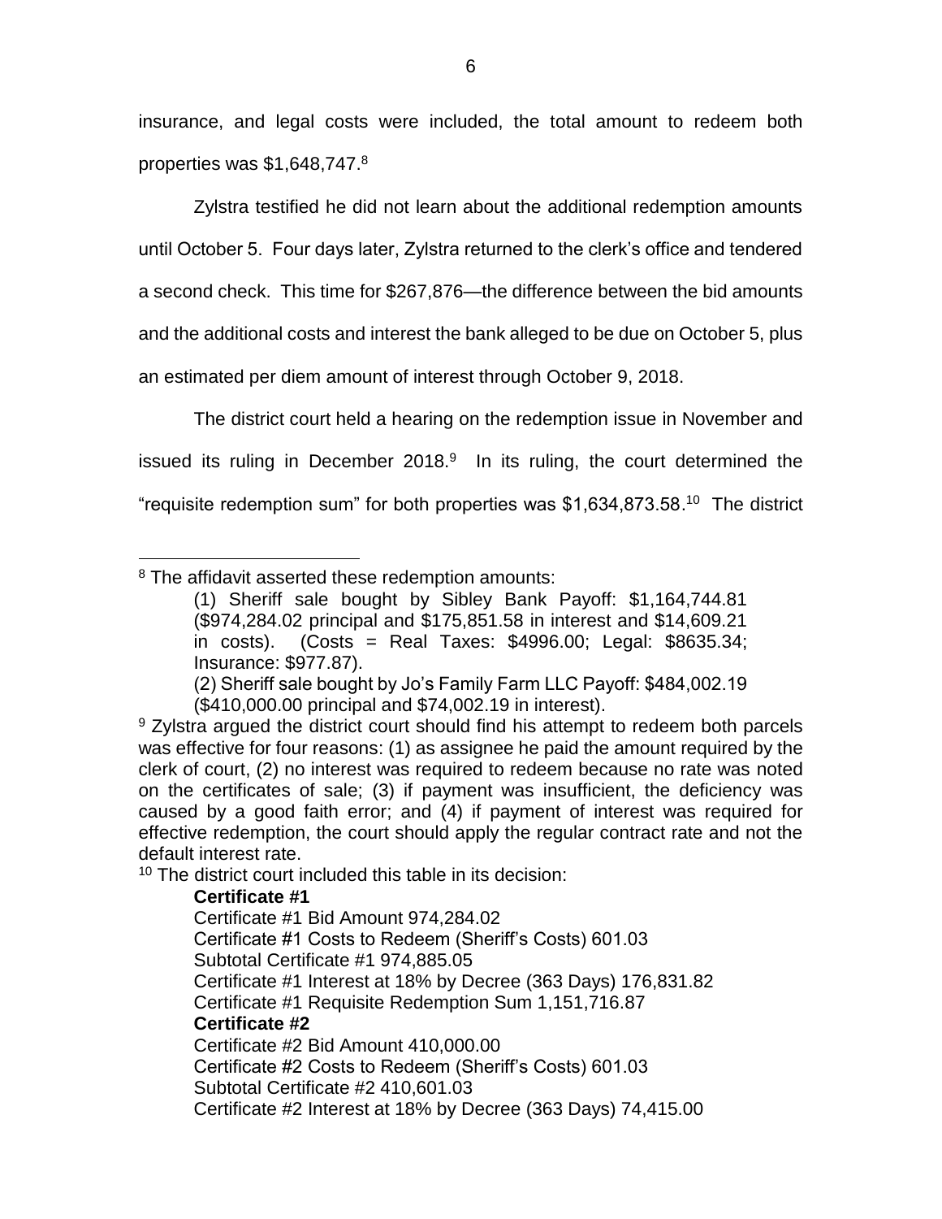insurance, and legal costs were included, the total amount to redeem both properties was $1,648,747.[8]

Zylstra testified he did not learn about the additional redemption amounts until October 5. Four days later, Zylstra returned to the clerk's office and tendered a second check. This time for $267,876—the difference between the bid amounts and the additional costs and interest the bank alleged to be due on October 5, plus an estimated per diem amount of interest through October 9, 2018.

The district court held a hearing on the redemption issue in November and issued its ruling in December 2018.[9] In its ruling, the court determined the "requisite redemption sum" for both properties was $1,634,873.58.[10] The district

---

[8] The affidavit asserted these redemption amounts:

> (1) Sheriff sale bought by Sibley Bank Payoff: $1,164,744.81 ($974,284.02 principal and $175,851.58 in interest and $14,609.21 in costs). (Costs = Real Taxes: $4996.00; Legal: $8635.34; Insurance: $977.87).
>
> (2) Sheriff sale bought by Jo's Family Farm LLC Payoff: $484,002.19 ($410,000.00 principal and $74,002.19 in interest).

[9] Zylstra argued the district court should find his attempt to redeem both parcels was effective for four reasons: (1) as assignee he paid the amount required by the clerk of court, (2) no interest was required to redeem because no rate was noted on the certificates of sale; (3) if payment was insufficient, the deficiency was caused by a good faith error; and (4) if payment of interest was required for effective redemption, the court should apply the regular contract rate and not the default interest rate.

[10] The district court included this table in its decision:

> **Certificate #1**
> Certificate #1 Bid Amount 974,284.02
> Certificate #1 Costs to Redeem (Sheriff's Costs) 601.03
> Subtotal Certificate #1 974,885.05
> Certificate #1 Interest at 18% by Decree (363 Days) 176,831.82
> Certificate #1 Requisite Redemption Sum 1,151,716.87
> **Certificate #2**
> Certificate #2 Bid Amount 410,000.00
> Certificate #2 Costs to Redeem (Sheriff's Costs) 601.03
> Subtotal Certificate #2 410,601.03
> Certificate #2 Interest at 18% by Decree (363 Days) 74,415.00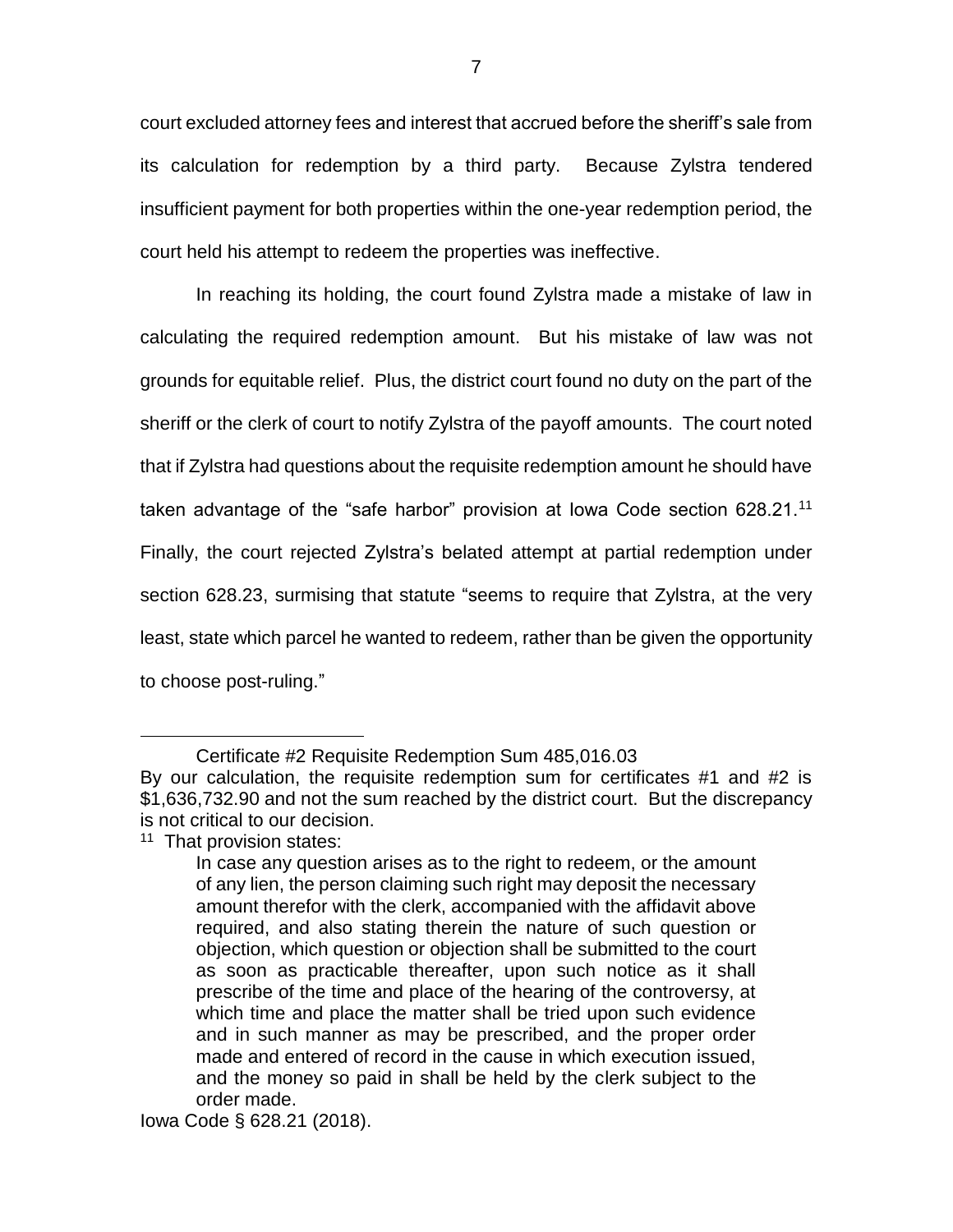court excluded attorney fees and interest that accrued before the sheriff's sale from its calculation for redemption by a third party. Because Zylstra tendered insufficient payment for both properties within the one-year redemption period, the court held his attempt to redeem the properties was ineffective.

In reaching its holding, the court found Zylstra made a mistake of law in calculating the required redemption amount. But his mistake of law was not grounds for equitable relief. Plus, the district court found no duty on the part of the sheriff or the clerk of court to notify Zylstra of the payoff amounts. The court noted that if Zylstra had questions about the requisite redemption amount he should have taken advantage of the "safe harbor" provision at Iowa Code section 628.21.[11] Finally, the court rejected Zylstra's belated attempt at partial redemption under section 628.23, surmising that statute "seems to require that Zylstra, at the very least, state which parcel he wanted to redeem, rather than be given the opportunity to choose post-ruling."

---

Certificate #2 Requisite Redemption Sum 485,016.03

By our calculation, the requisite redemption sum for certificates #1 and #2 is $1,636,732.90 and not the sum reached by the district court. But the discrepancy is not critical to our decision.

[11] That provision states:

> In case any question arises as to the right to redeem, or the amount of any lien, the person claiming such right may deposit the necessary amount therefor with the clerk, accompanied with the affidavit above required, and also stating therein the nature of such question or objection, which question or objection shall be submitted to the court as soon as practicable thereafter, upon such notice as it shall prescribe of the time and place of the hearing of the controversy, at which time and place the matter shall be tried upon such evidence and in such manner as may be prescribed, and the proper order made and entered of record in the cause in which execution issued, and the money so paid in shall be held by the clerk subject to the order made.

Iowa Code § 628.21 (2018).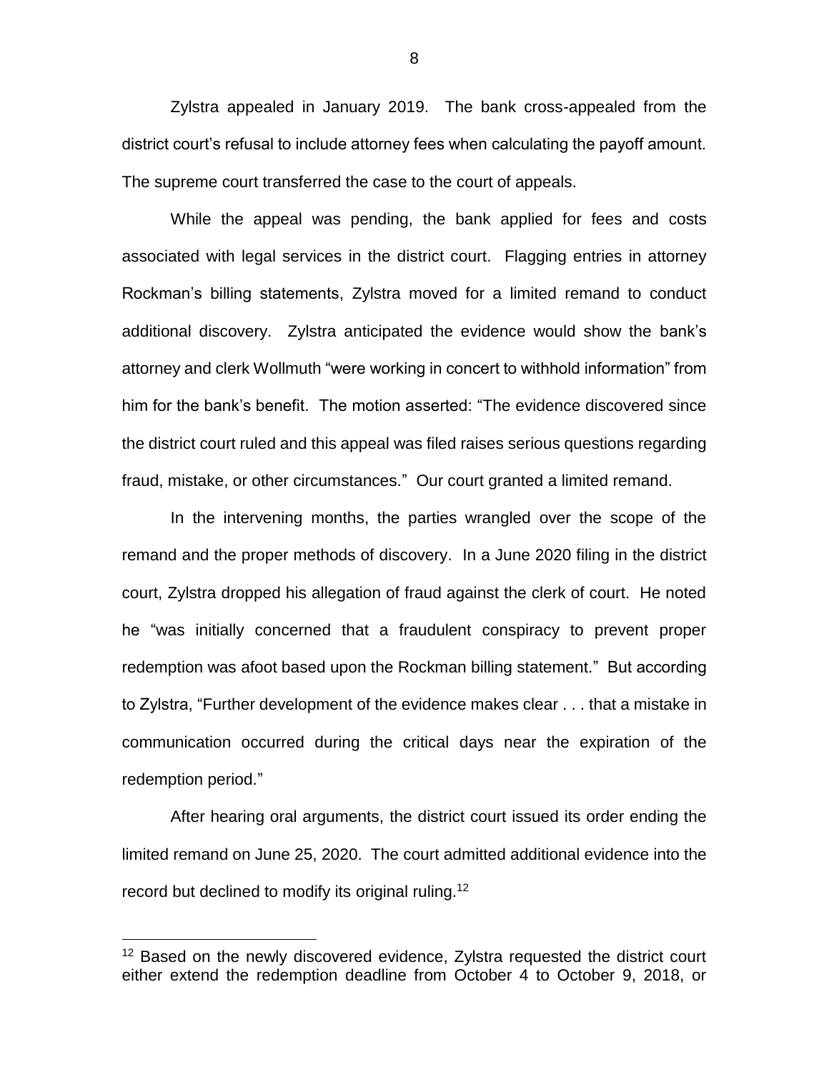Zylstra appealed in January 2019. The bank cross-appealed from the district court's refusal to include attorney fees when calculating the payoff amount. The supreme court transferred the case to the court of appeals.

While the appeal was pending, the bank applied for fees and costs associated with legal services in the district court. Flagging entries in attorney Rockman's billing statements, Zylstra moved for a limited remand to conduct additional discovery. Zylstra anticipated the evidence would show the bank's attorney and clerk Wollmuth "were working in concert to withhold information" from him for the bank's benefit. The motion asserted: "The evidence discovered since the district court ruled and this appeal was filed raises serious questions regarding fraud, mistake, or other circumstances." Our court granted a limited remand.

In the intervening months, the parties wrangled over the scope of the remand and the proper methods of discovery. In a June 2020 filing in the district court, Zylstra dropped his allegation of fraud against the clerk of court. He noted he "was initially concerned that a fraudulent conspiracy to prevent proper redemption was afoot based upon the Rockman billing statement." But according to Zylstra, "Further development of the evidence makes clear . . . that a mistake in communication occurred during the critical days near the expiration of the redemption period."

After hearing oral arguments, the district court issued its order ending the limited remand on June 25, 2020. The court admitted additional evidence into the record but declined to modify its original ruling.[12]

---

[12] Based on the newly discovered evidence, Zylstra requested the district court either extend the redemption deadline from October 4 to October 9, 2018, or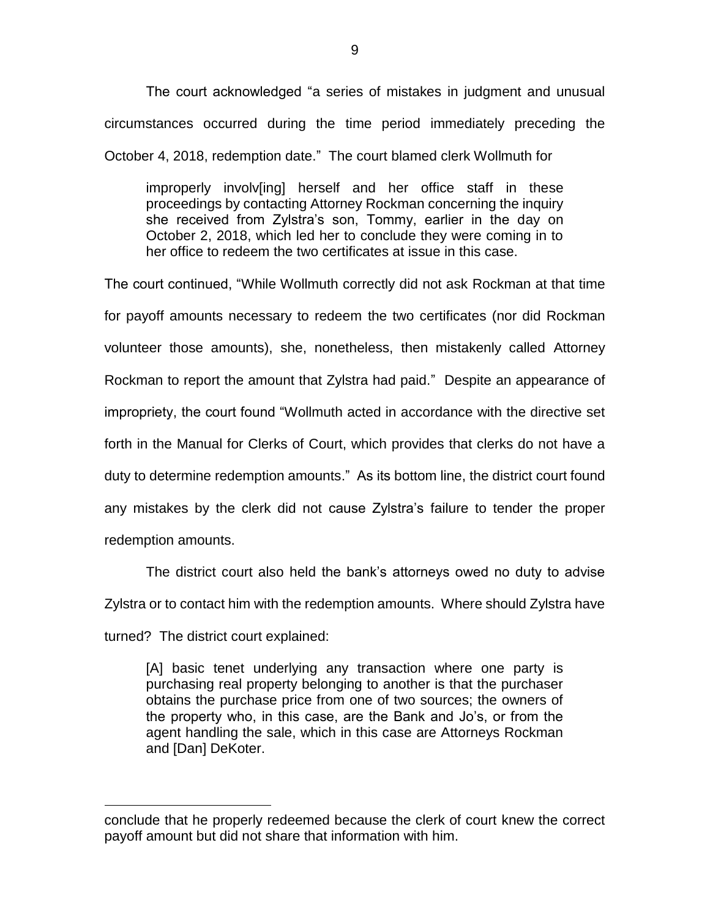The court acknowledged "a series of mistakes in judgment and unusual circumstances occurred during the time period immediately preceding the October 4, 2018, redemption date." The court blamed clerk Wollmuth for

> improperly involv[ing] herself and her office staff in these proceedings by contacting Attorney Rockman concerning the inquiry she received from Zylstra's son, Tommy, earlier in the day on October 2, 2018, which led her to conclude they were coming in to her office to redeem the two certificates at issue in this case.

The court continued, "While Wollmuth correctly did not ask Rockman at that time for payoff amounts necessary to redeem the two certificates (nor did Rockman volunteer those amounts), she, nonetheless, then mistakenly called Attorney Rockman to report the amount that Zylstra had paid." Despite an appearance of impropriety, the court found "Wollmuth acted in accordance with the directive set forth in the Manual for Clerks of Court, which provides that clerks do not have a duty to determine redemption amounts." As its bottom line, the district court found any mistakes by the clerk did not cause Zylstra's failure to tender the proper redemption amounts.

The district court also held the bank's attorneys owed no duty to advise Zylstra or to contact him with the redemption amounts. Where should Zylstra have turned? The district court explained:

> [A] basic tenet underlying any transaction where one party is purchasing real property belonging to another is that the purchaser obtains the purchase price from one of two sources; the owners of the property who, in this case, are the Bank and Jo's, or from the agent handling the sale, which in this case are Attorneys Rockman and [Dan] DeKoter.

---

conclude that he properly redeemed because the clerk of court knew the correct payoff amount but did not share that information with him.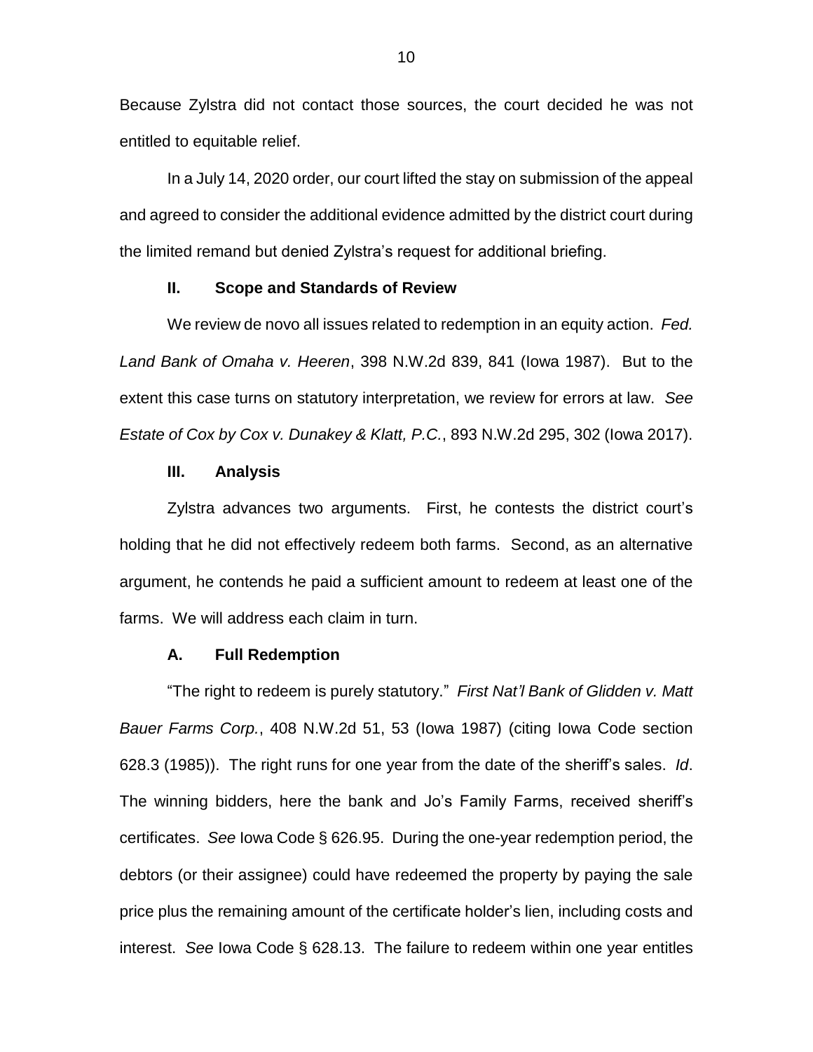Because Zylstra did not contact those sources, the court decided he was not entitled to equitable relief.

In a July 14, 2020 order, our court lifted the stay on submission of the appeal and agreed to consider the additional evidence admitted by the district court during the limited remand but denied Zylstra's request for additional briefing.

## II. Scope and Standards of Review

We review de novo all issues related to redemption in an equity action. *Fed. Land Bank of Omaha v. Heeren*, 398 N.W.2d 839, 841 (Iowa 1987). But to the extent this case turns on statutory interpretation, we review for errors at law. *See Estate of Cox by Cox v. Dunakey & Klatt, P.C.*, 893 N.W.2d 295, 302 (Iowa 2017).

## III. Analysis

Zylstra advances two arguments. First, he contests the district court's holding that he did not effectively redeem both farms. Second, as an alternative argument, he contends he paid a sufficient amount to redeem at least one of the farms. We will address each claim in turn.

### A. Full Redemption

"The right to redeem is purely statutory." *First Nat'l Bank of Glidden v. Matt Bauer Farms Corp.*, 408 N.W.2d 51, 53 (Iowa 1987) (citing Iowa Code section 628.3 (1985)). The right runs for one year from the date of the sheriff's sales. *Id*. The winning bidders, here the bank and Jo's Family Farms, received sheriff's certificates. *See* Iowa Code § 626.95. During the one-year redemption period, the debtors (or their assignee) could have redeemed the property by paying the sale price plus the remaining amount of the certificate holder's lien, including costs and interest. *See* Iowa Code § 628.13. The failure to redeem within one year entitles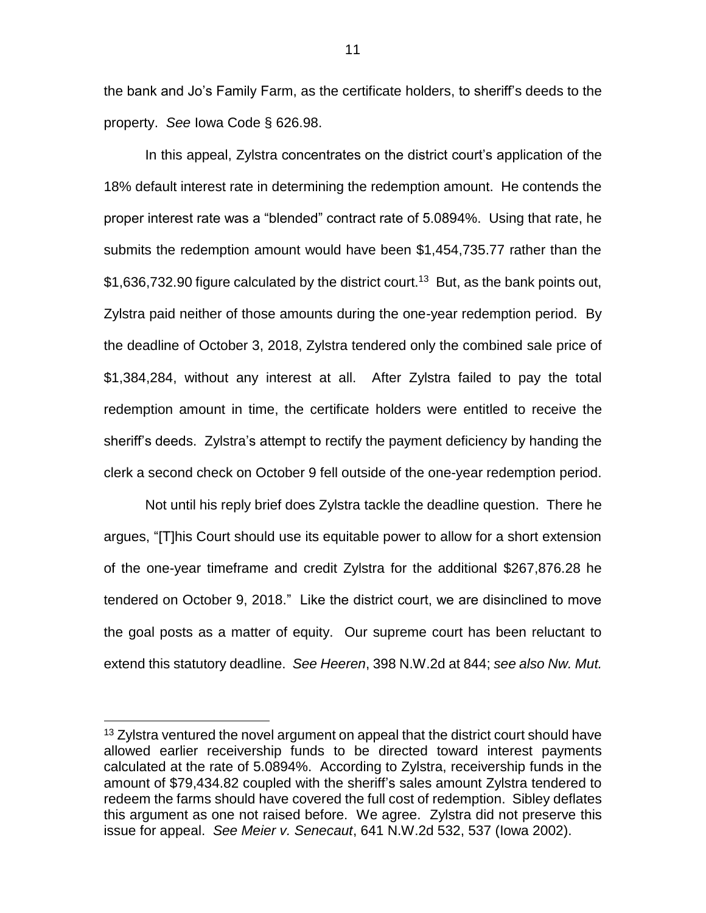the bank and Jo's Family Farm, as the certificate holders, to sheriff's deeds to the property. *See* Iowa Code § 626.98.

In this appeal, Zylstra concentrates on the district court's application of the 18% default interest rate in determining the redemption amount. He contends the proper interest rate was a "blended" contract rate of 5.0894%. Using that rate, he submits the redemption amount would have been $1,454,735.77 rather than the $1,636,732.90 figure calculated by the district court.[13] But, as the bank points out, Zylstra paid neither of those amounts during the one-year redemption period. By the deadline of October 3, 2018, Zylstra tendered only the combined sale price of $1,384,284, without any interest at all. After Zylstra failed to pay the total redemption amount in time, the certificate holders were entitled to receive the sheriff's deeds. Zylstra's attempt to rectify the payment deficiency by handing the clerk a second check on October 9 fell outside of the one-year redemption period.

Not until his reply brief does Zylstra tackle the deadline question. There he argues, "[T]his Court should use its equitable power to allow for a short extension of the one-year timeframe and credit Zylstra for the additional $267,876.28 he tendered on October 9, 2018." Like the district court, we are disinclined to move the goal posts as a matter of equity. Our supreme court has been reluctant to extend this statutory deadline. *See Heeren*, 398 N.W.2d at 844; *see also Nw. Mut.*

[13] Zylstra ventured the novel argument on appeal that the district court should have allowed earlier receivership funds to be directed toward interest payments calculated at the rate of 5.0894%. According to Zylstra, receivership funds in the amount of $79,434.82 coupled with the sheriff's sales amount Zylstra tendered to redeem the farms should have covered the full cost of redemption. Sibley deflates this argument as one not raised before. We agree. Zylstra did not preserve this issue for appeal. *See Meier v. Senecaut*, 641 N.W.2d 532, 537 (Iowa 2002).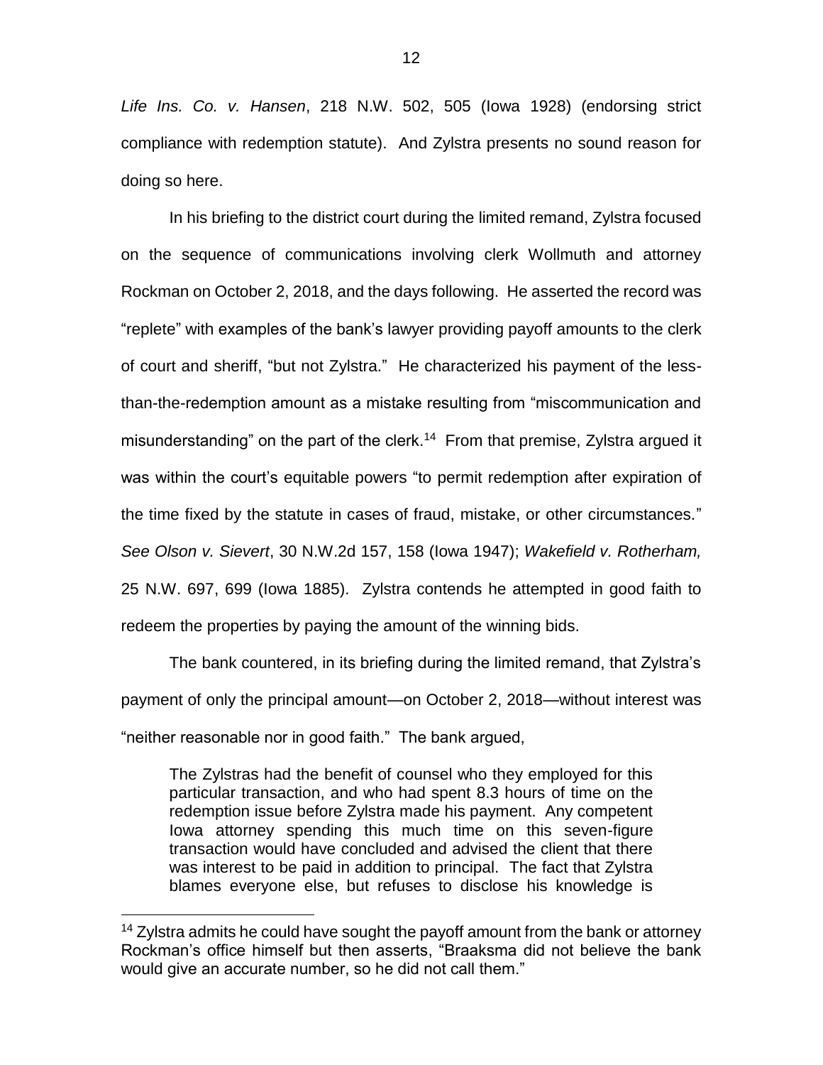*Life Ins. Co. v. Hansen*, 218 N.W. 502, 505 (Iowa 1928) (endorsing strict compliance with redemption statute). And Zylstra presents no sound reason for doing so here.

In his briefing to the district court during the limited remand, Zylstra focused on the sequence of communications involving clerk Wollmuth and attorney Rockman on October 2, 2018, and the days following. He asserted the record was "replete" with examples of the bank's lawyer providing payoff amounts to the clerk of court and sheriff, "but not Zylstra." He characterized his payment of the less-than-the-redemption amount as a mistake resulting from "miscommunication and misunderstanding" on the part of the clerk.[14] From that premise, Zylstra argued it was within the court's equitable powers "to permit redemption after expiration of the time fixed by the statute in cases of fraud, mistake, or other circumstances." *See Olson v. Sievert*, 30 N.W.2d 157, 158 (Iowa 1947); *Wakefield v. Rotherham,* 25 N.W. 697, 699 (Iowa 1885). Zylstra contends he attempted in good faith to redeem the properties by paying the amount of the winning bids.

The bank countered, in its briefing during the limited remand, that Zylstra's payment of only the principal amount—on October 2, 2018—without interest was "neither reasonable nor in good faith." The bank argued,

> The Zylstras had the benefit of counsel who they employed for this particular transaction, and who had spent 8.3 hours of time on the redemption issue before Zylstra made his payment. Any competent Iowa attorney spending this much time on this seven-figure transaction would have concluded and advised the client that there was interest to be paid in addition to principal. The fact that Zylstra blames everyone else, but refuses to disclose his knowledge is

---

[14] Zylstra admits he could have sought the payoff amount from the bank or attorney Rockman's office himself but then asserts, "Braaksma did not believe the bank would give an accurate number, so he did not call them."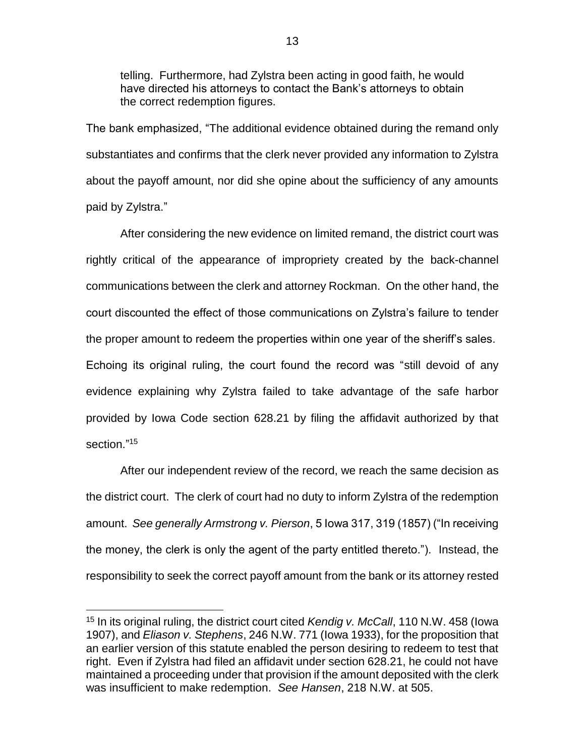> telling. Furthermore, had Zylstra been acting in good faith, he would have directed his attorneys to contact the Bank's attorneys to obtain the correct redemption figures.

The bank emphasized, "The additional evidence obtained during the remand only substantiates and confirms that the clerk never provided any information to Zylstra about the payoff amount, nor did she opine about the sufficiency of any amounts paid by Zylstra."

After considering the new evidence on limited remand, the district court was rightly critical of the appearance of impropriety created by the back-channel communications between the clerk and attorney Rockman. On the other hand, the court discounted the effect of those communications on Zylstra's failure to tender the proper amount to redeem the properties within one year of the sheriff's sales. Echoing its original ruling, the court found the record was "still devoid of any evidence explaining why Zylstra failed to take advantage of the safe harbor provided by Iowa Code section 628.21 by filing the affidavit authorized by that section."[15]

After our independent review of the record, we reach the same decision as the district court. The clerk of court had no duty to inform Zylstra of the redemption amount. *See generally Armstrong v. Pierson*, 5 Iowa 317, 319 (1857) ("In receiving the money, the clerk is only the agent of the party entitled thereto."). Instead, the responsibility to seek the correct payoff amount from the bank or its attorney rested

---

[15] In its original ruling, the district court cited *Kendig v. McCall*, 110 N.W. 458 (Iowa 1907), and *Eliason v. Stephens*, 246 N.W. 771 (Iowa 1933), for the proposition that an earlier version of this statute enabled the person desiring to redeem to test that right. Even if Zylstra had filed an affidavit under section 628.21, he could not have maintained a proceeding under that provision if the amount deposited with the clerk was insufficient to make redemption. *See Hansen*, 218 N.W. at 505.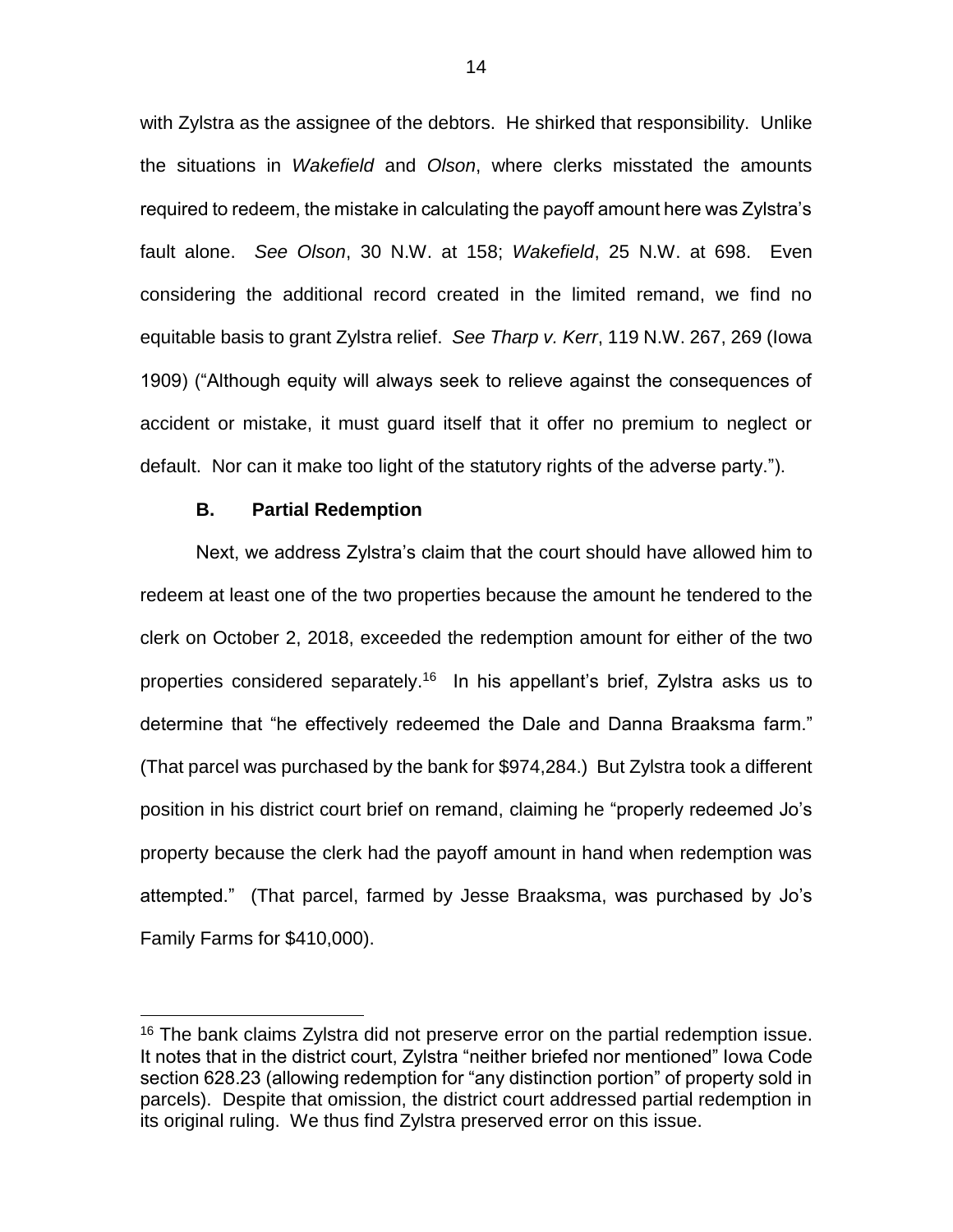with Zylstra as the assignee of the debtors. He shirked that responsibility. Unlike the situations in *Wakefield* and *Olson*, where clerks misstated the amounts required to redeem, the mistake in calculating the payoff amount here was Zylstra's fault alone. *See Olson*, 30 N.W. at 158; *Wakefield*, 25 N.W. at 698. Even considering the additional record created in the limited remand, we find no equitable basis to grant Zylstra relief. *See Tharp v. Kerr*, 119 N.W. 267, 269 (Iowa 1909) ("Although equity will always seek to relieve against the consequences of accident or mistake, it must guard itself that it offer no premium to neglect or default. Nor can it make too light of the statutory rights of the adverse party.").

### B. Partial Redemption

Next, we address Zylstra's claim that the court should have allowed him to redeem at least one of the two properties because the amount he tendered to the clerk on October 2, 2018, exceeded the redemption amount for either of the two properties considered separately.[16] In his appellant's brief, Zylstra asks us to determine that "he effectively redeemed the Dale and Danna Braaksma farm." (That parcel was purchased by the bank for $974,284.) But Zylstra took a different position in his district court brief on remand, claiming he "properly redeemed Jo's property because the clerk had the payoff amount in hand when redemption was attempted." (That parcel, farmed by Jesse Braaksma, was purchased by Jo's Family Farms for $410,000).

---

[16] The bank claims Zylstra did not preserve error on the partial redemption issue. It notes that in the district court, Zylstra "neither briefed nor mentioned" Iowa Code section 628.23 (allowing redemption for "any distinction portion" of property sold in parcels). Despite that omission, the district court addressed partial redemption in its original ruling. We thus find Zylstra preserved error on this issue.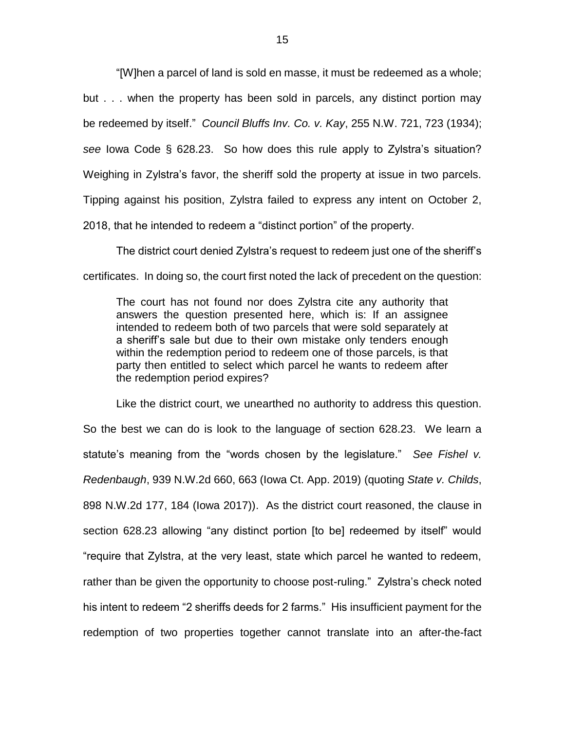"[W]hen a parcel of land is sold en masse, it must be redeemed as a whole; but . . . when the property has been sold in parcels, any distinct portion may be redeemed by itself." *Council Bluffs Inv. Co. v. Kay*, 255 N.W. 721, 723 (1934); *see* Iowa Code § 628.23. So how does this rule apply to Zylstra's situation? Weighing in Zylstra's favor, the sheriff sold the property at issue in two parcels. Tipping against his position, Zylstra failed to express any intent on October 2, 2018, that he intended to redeem a "distinct portion" of the property.

The district court denied Zylstra's request to redeem just one of the sheriff's certificates. In doing so, the court first noted the lack of precedent on the question:

> The court has not found nor does Zylstra cite any authority that answers the question presented here, which is: If an assignee intended to redeem both of two parcels that were sold separately at a sheriff's sale but due to their own mistake only tenders enough within the redemption period to redeem one of those parcels, is that party then entitled to select which parcel he wants to redeem after the redemption period expires?

Like the district court, we unearthed no authority to address this question. So the best we can do is look to the language of section 628.23. We learn a statute's meaning from the "words chosen by the legislature." *See Fishel v. Redenbaugh*, 939 N.W.2d 660, 663 (Iowa Ct. App. 2019) (quoting *State v. Childs*, 898 N.W.2d 177, 184 (Iowa 2017)). As the district court reasoned, the clause in section 628.23 allowing "any distinct portion [to be] redeemed by itself" would "require that Zylstra, at the very least, state which parcel he wanted to redeem, rather than be given the opportunity to choose post-ruling." Zylstra's check noted his intent to redeem "2 sheriffs deeds for 2 farms." His insufficient payment for the redemption of two properties together cannot translate into an after-the-fact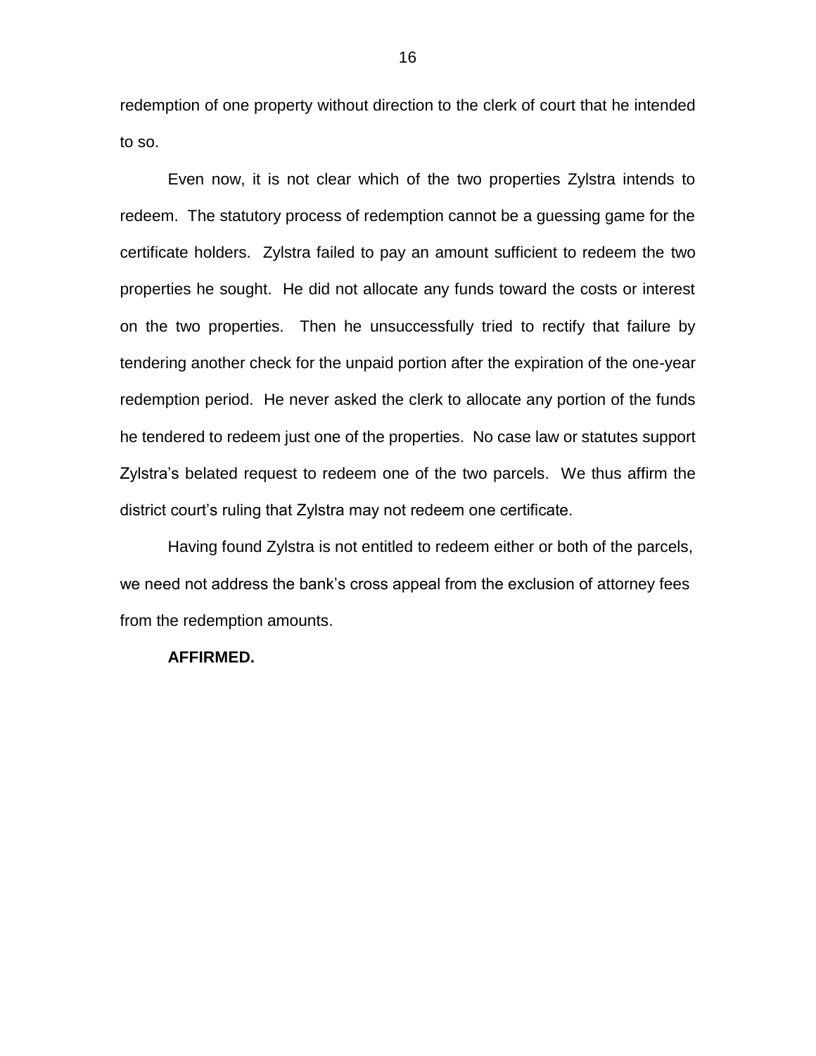redemption of one property without direction to the clerk of court that he intended to so.

Even now, it is not clear which of the two properties Zylstra intends to redeem. The statutory process of redemption cannot be a guessing game for the certificate holders. Zylstra failed to pay an amount sufficient to redeem the two properties he sought. He did not allocate any funds toward the costs or interest on the two properties. Then he unsuccessfully tried to rectify that failure by tendering another check for the unpaid portion after the expiration of the one-year redemption period. He never asked the clerk to allocate any portion of the funds he tendered to redeem just one of the properties. No case law or statutes support Zylstra's belated request to redeem one of the two parcels. We thus affirm the district court's ruling that Zylstra may not redeem one certificate.

Having found Zylstra is not entitled to redeem either or both of the parcels, we need not address the bank's cross appeal from the exclusion of attorney fees from the redemption amounts.

**AFFIRMED.**